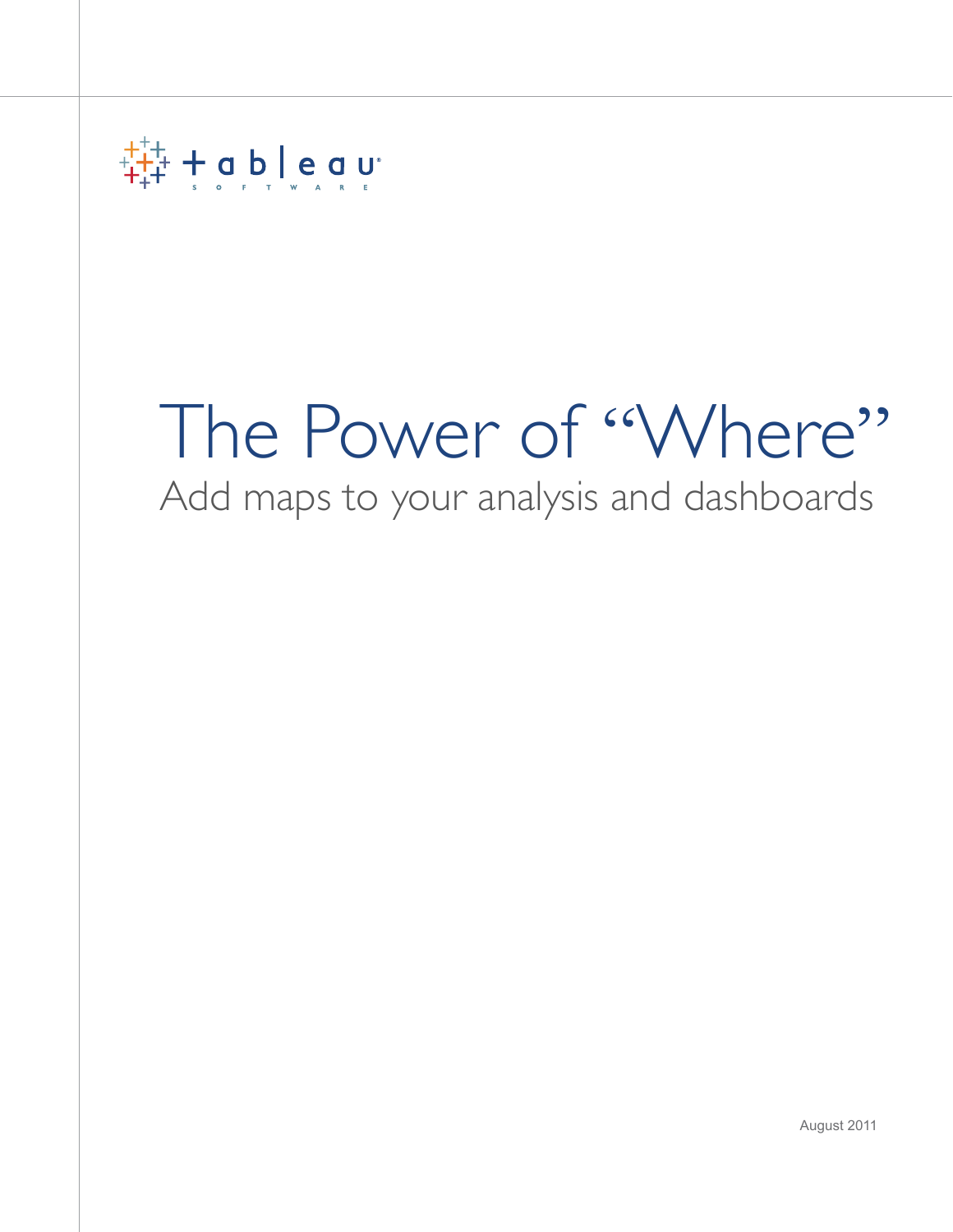tableau SOFTWARE

# The Power of "Where"

## Add maps to your analysis and dashboards

August 2011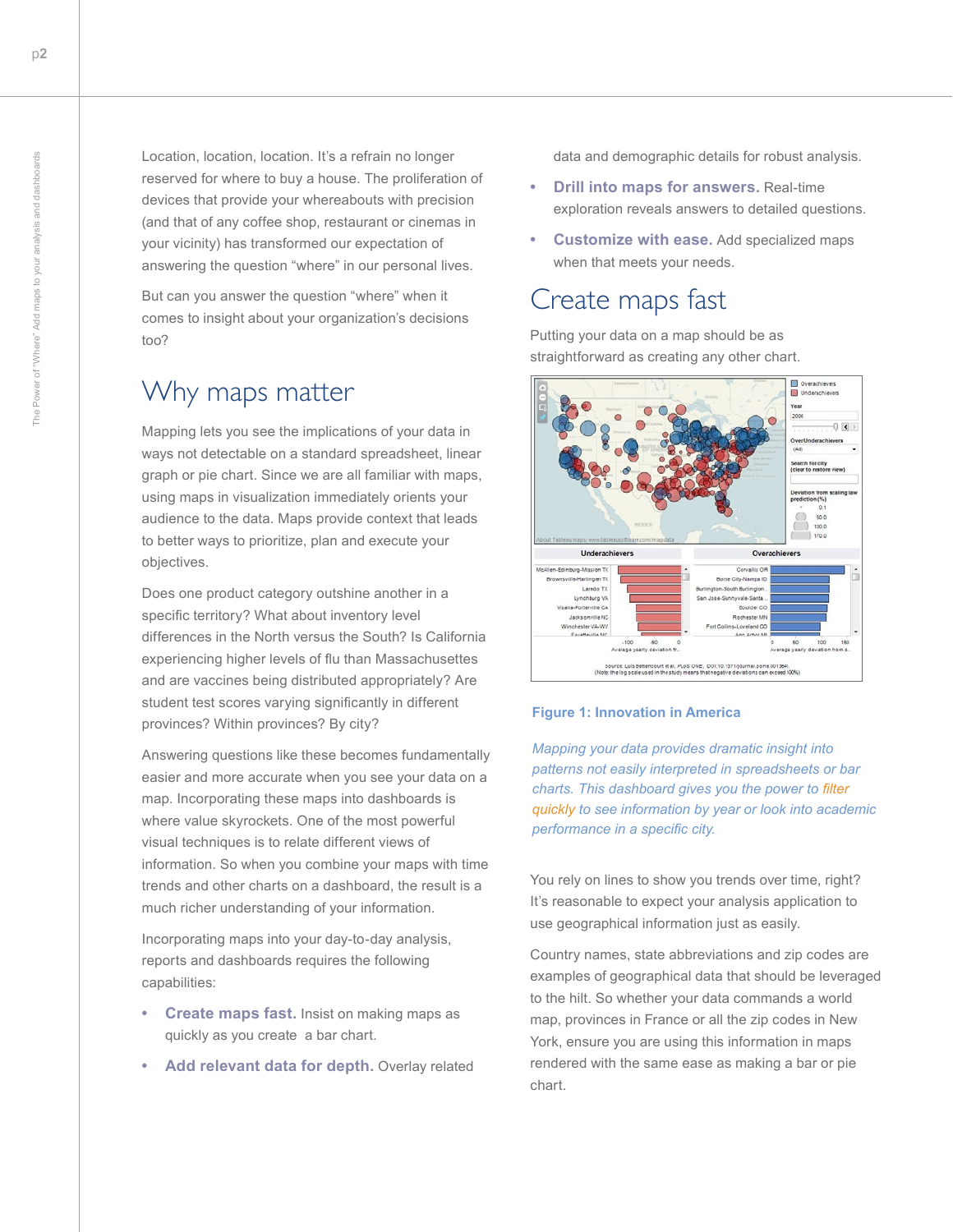Location, location, location. It's a refrain no longer reserved for where to buy a house. The proliferation of devices that provide your whereabouts with precision (and that of any coffee shop, restaurant or cinemas in your vicinity) has transformed our expectation of answering the question "where" in our personal lives.

But can you answer the question "where" when it comes to insight about your organization's decisions too?

## Why maps matter

Mapping lets you see the implications of your data in ways not detectable on a standard spreadsheet, linear graph or pie chart. Since we are all familiar with maps, using maps in visualization immediately orients your audience to the data. Maps provide context that leads to better ways to prioritize, plan and execute your objectives.

Does one product category outshine another in a specific territory? What about inventory level differences in the North versus the South? Is California experiencing higher levels of flu than Massachusettes and are vaccines being distributed appropriately? Are student test scores varying significantly in different provinces? Within provinces? By city?

Answering questions like these becomes fundamentally easier and more accurate when you see your data on a map. Incorporating these maps into dashboards is where value skyrockets. One of the most powerful visual techniques is to relate different views of information. So when you combine your maps with time trends and other charts on a dashboard, the result is a much richer understanding of your information.

Incorporating maps into your day-to-day analysis, reports and dashboards requires the following capabilities:

- **Create maps fast.** Insist on making maps as quickly as you create a bar chart.
- **Add relevant data for depth.** Overlay related data and demographic details for robust analysis.
- **Drill into maps for answers.** Real-time exploration reveals answers to detailed questions.
- **Customize with ease.** Add specialized maps when that meets your needs.

## Create maps fast

Putting your data on a map should be as straightforward as creating any other chart.

**Figure 1: Innovation in America**

*Mapping your data provides dramatic insight into patterns not easily interpreted in spreadsheets or bar charts. This dashboard gives you the power to filter quickly to see information by year or look into academic performance in a specific city.*

You rely on lines to show you trends over time, right? It's reasonable to expect your analysis application to use geographical information just as easily.

Country names, state abbreviations and zip codes are examples of geographical data that should be leveraged to the hilt. So whether your data commands a world map, provinces in France or all the zip codes in New York, ensure you are using this information in maps rendered with the same ease as making a bar or pie chart.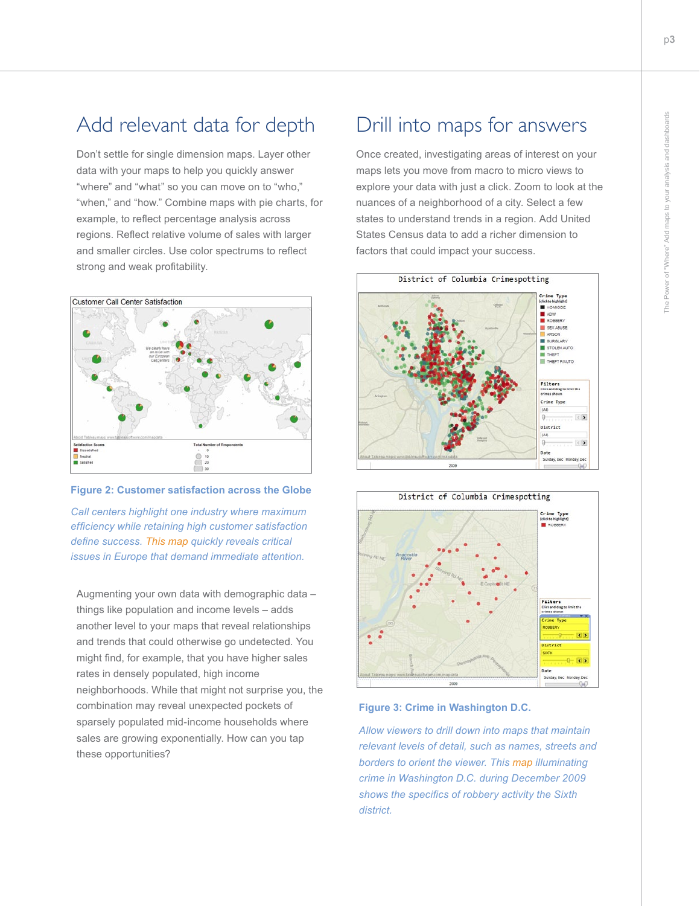## Add relevant data for depth

Don't settle for single dimension maps. Layer other data with your maps to help you quickly answer "where" and "what" so you can move on to "who," "when," and "how." Combine maps with pie charts, for example, to reflect percentage analysis across regions. Reflect relative volume of sales with larger and smaller circles. Use color spectrums to reflect strong and weak profitability.

**Figure 2: Customer satisfaction across the Globe**

*Call centers highlight one industry where maximum efficiency while retaining high customer satisfaction define success. This map quickly reveals critical issues in Europe that demand immediate attention.*

Augmenting your own data with demographic data – things like population and income levels – adds another level to your maps that reveal relationships and trends that could otherwise go undetected. You might find, for example, that you have higher sales rates in densely populated, high income neighborhoods. While that might not surprise you, the combination may reveal unexpected pockets of sparsely populated mid-income households where sales are growing exponentially. How can you tap these opportunities?

## Drill into maps for answers

Once created, investigating areas of interest on your maps lets you move from macro to micro views to explore your data with just a click. Zoom to look at the nuances of a neighborhood of a city. Select a few states to understand trends in a region. Add United States Census data to add a richer dimension to factors that could impact your success.

**Figure 3: Crime in Washington D.C.**

*Allow viewers to drill down into maps that maintain relevant levels of detail, such as names, streets and borders to orient the viewer. This map illuminating crime in Washington D.C. during December 2009 shows the specifics of robbery activity the Sixth district.*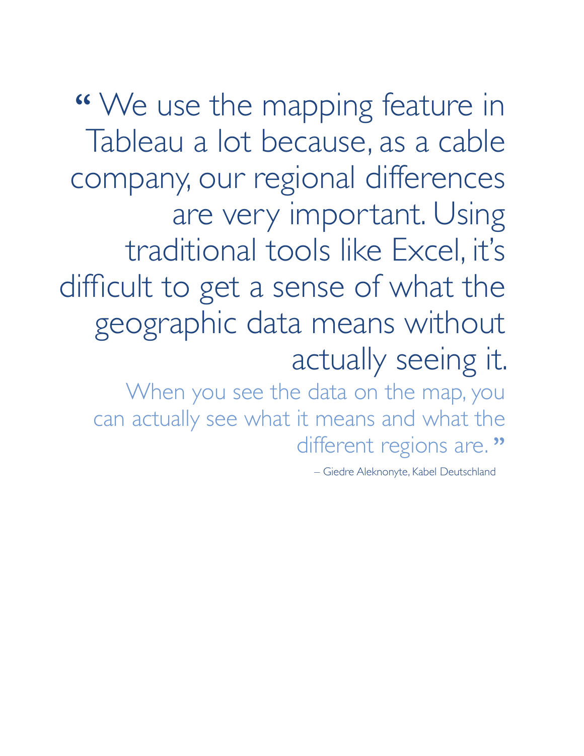“We use the mapping feature in Tableau a lot because, as a cable company, our regional differences are very important. Using traditional tools like Excel, it’s difficult to get a sense of what the geographic data means without actually seeing it.

When you see the data on the map, you can actually see what it means and what the different regions are.”

– Giedre Aleknonyte, Kabel Deutschland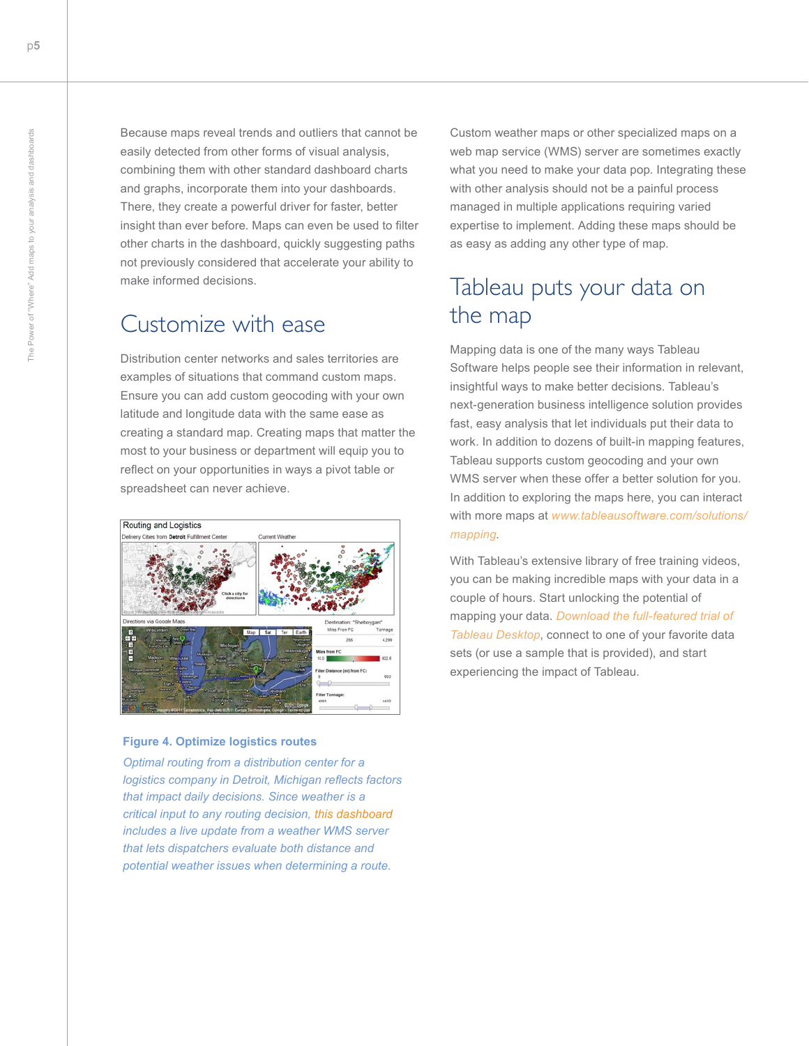Because maps reveal trends and outliers that cannot be easily detected from other forms of visual analysis, combining them with other standard dashboard charts and graphs, incorporate them into your dashboards. There, they create a powerful driver for faster, better insight than ever before. Maps can even be used to filter other charts in the dashboard, quickly suggesting paths not previously considered that accelerate your ability to make informed decisions.

## Customize with ease

Distribution center networks and sales territories are examples of situations that command custom maps. Ensure you can add custom geocoding with your own latitude and longitude data with the same ease as creating a standard map. Creating maps that matter the most to your business or department will equip you to reflect on your opportunities in ways a pivot table or spreadsheet can never achieve.

**Figure 4. Optimize logistics routes**

*Optimal routing from a distribution center for a logistics company in Detroit, Michigan reflects factors that impact daily decisions. Since weather is a critical input to any routing decision, this dashboard includes a live update from a weather WMS server that lets dispatchers evaluate both distance and potential weather issues when determining a route.*

Custom weather maps or other specialized maps on a web map service (WMS) server are sometimes exactly what you need to make your data pop. Integrating these with other analysis should not be a painful process managed in multiple applications requiring varied expertise to implement. Adding these maps should be as easy as adding any other type of map.

## Tableau puts your data on the map

Mapping data is one of the many ways Tableau Software helps people see their information in relevant, insightful ways to make better decisions. Tableau's next-generation business intelligence solution provides fast, easy analysis that let individuals put their data to work. In addition to dozens of built-in mapping features, Tableau supports custom geocoding and your own WMS server when these offer a better solution for you. In addition to exploring the maps here, you can interact with more maps at www.tableausoftware.com/solutions/mapping.

With Tableau's extensive library of free training videos, you can be making incredible maps with your data in a couple of hours. Start unlocking the potential of mapping your data. Download the full-featured trial of Tableau Desktop, connect to one of your favorite data sets (or use a sample that is provided), and start experiencing the impact of Tableau.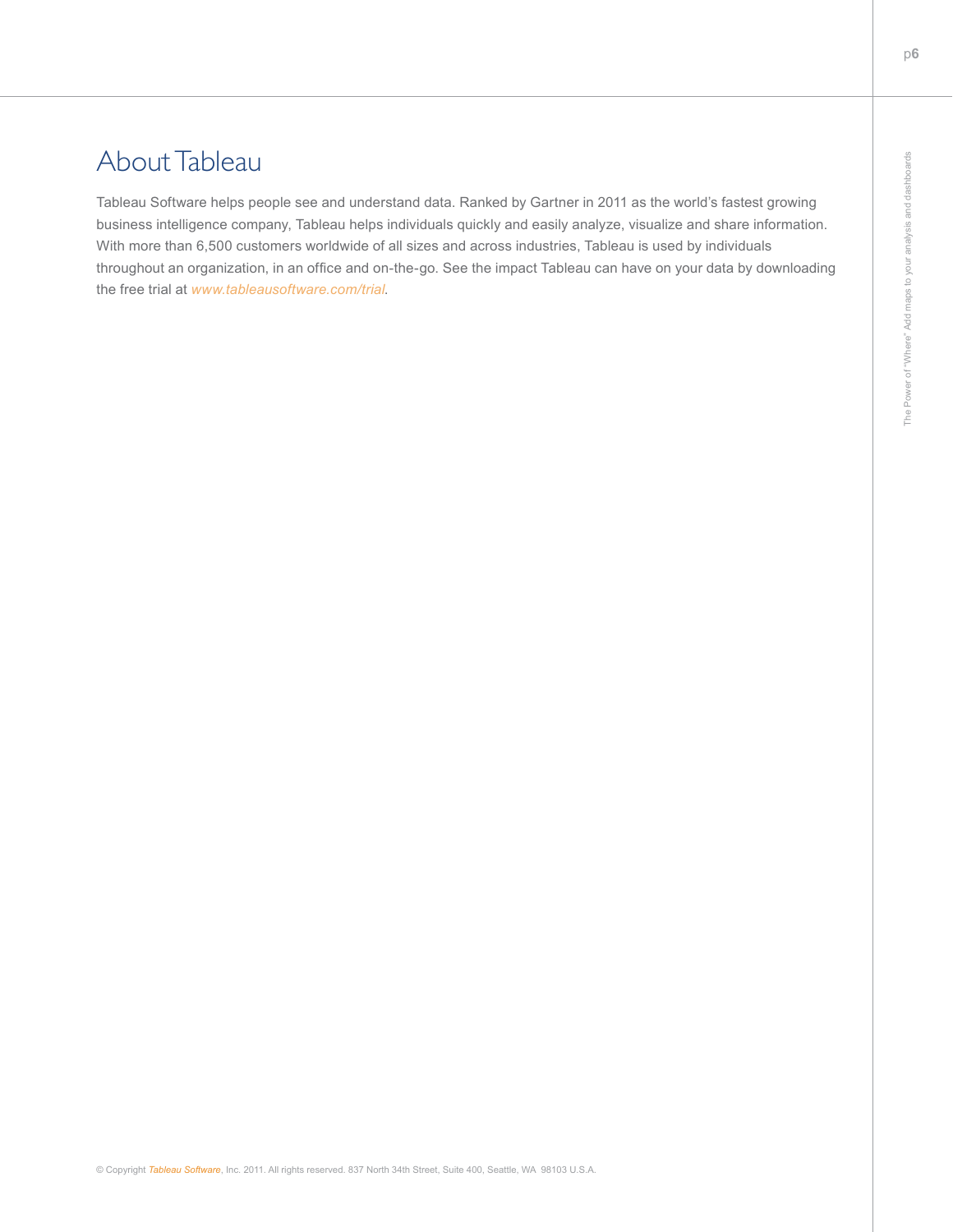# About Tableau

Tableau Software helps people see and understand data. Ranked by Gartner in 2011 as the world's fastest growing business intelligence company, Tableau helps individuals quickly and easily analyze, visualize and share information. With more than 6,500 customers worldwide of all sizes and across industries, Tableau is used by individuals throughout an organization, in an office and on-the-go. See the impact Tableau can have on your data by downloading the free trial at *www.tableausoftware.com/trial*.

© Copyright *Tableau Software*, Inc. 2011. All rights reserved. 837 North 34th Street, Suite 400, Seattle, WA 98103 U.S.A.